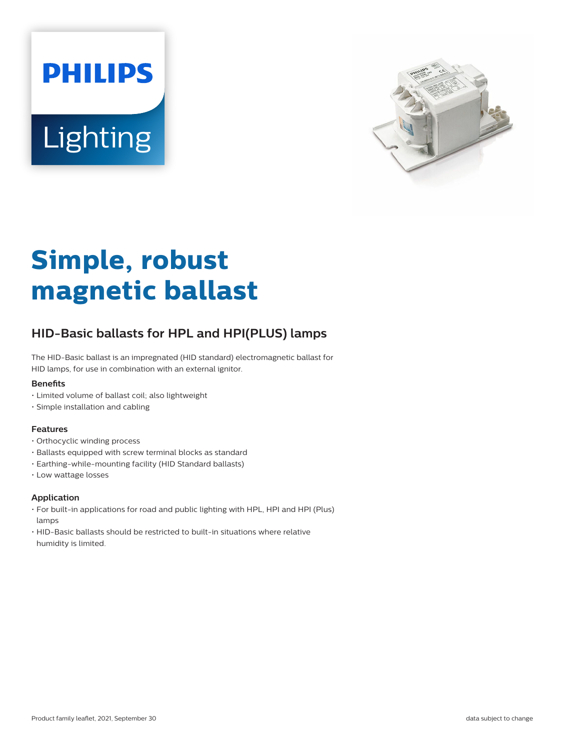# Simple, robust magnetic ballast

## HID-Basic ballasts for HPL and HPI(PLUS) lamps

The HID-Basic ballast is an impregnated (HID standard) electromagnetic ballast for HID lamps, for use in combination with an external ignitor.

### Benefits

- Limited volume of ballast coil; also lightweight
- Simple installation and cabling

### Features

- Orthocyclic winding process
- Ballasts equipped with screw terminal blocks as standard
- Earthing-while-mounting facility (HID Standard ballasts)
- Low wattage losses

### Application

- For built-in applications for road and public lighting with HPL, HPI and HPI (Plus) lamps
- HID-Basic ballasts should be restricted to built-in situations where relative humidity is limited.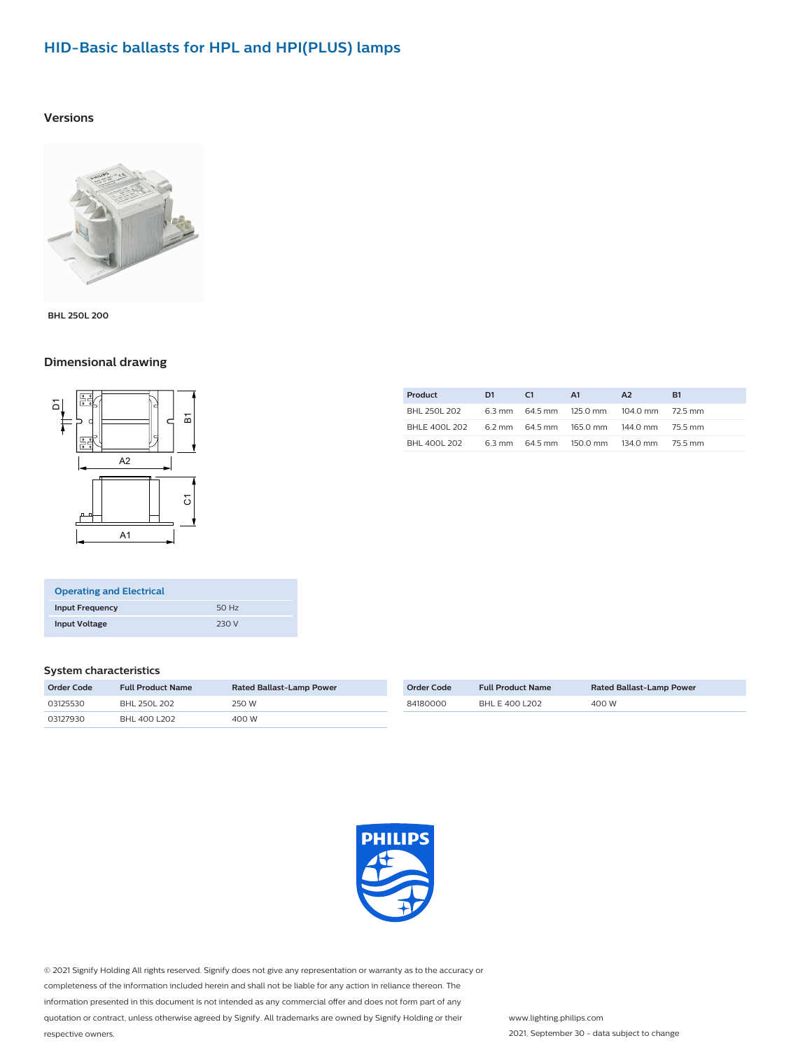# HID-Basic ballasts for HPL and HPI(PLUS) lamps

## Versions

BHL 250L 200

## Dimensional drawing

D1
B1
A2
C1
A1

| Product | D1 | C1 | A1 | A2 | B1 |
|---|---|---|---|---|---|
| BHL 250L 202 | 6.3 mm | 64.5 mm | 125.0 mm | 104.0 mm | 72.5 mm |
| BHLE 400L 202 | 6.2 mm | 64.5 mm | 165.0 mm | 144.0 mm | 75.5 mm |
| BHL 400L 202 | 6.3 mm | 64.5 mm | 150.0 mm | 134.0 mm | 75.5 mm |

| Operating and Electrical | |
|---|---|
| **Input Frequency** | 50 Hz |
| **Input Voltage** | 230 V |

### System characteristics

| Order Code | Full Product Name | Rated Ballast-Lamp Power |
|---|---|---|
| 03125530 | BHL 250L 202 | 250 W |
| 03127930 | BHL 400 L202 | 400 W |
| 84180000 | BHL E 400 L202 | 400 W |

© 2021 Signify Holding All rights reserved. Signify does not give any representation or warranty as to the accuracy or completeness of the information included herein and shall not be liable for any action in reliance thereon. The information presented in this document is not intended as any commercial offer and does not form part of any quotation or contract, unless otherwise agreed by Signify. All trademarks are owned by Signify Holding or their respective owners.

www.lighting.philips.com

2021, September 30 - data subject to change